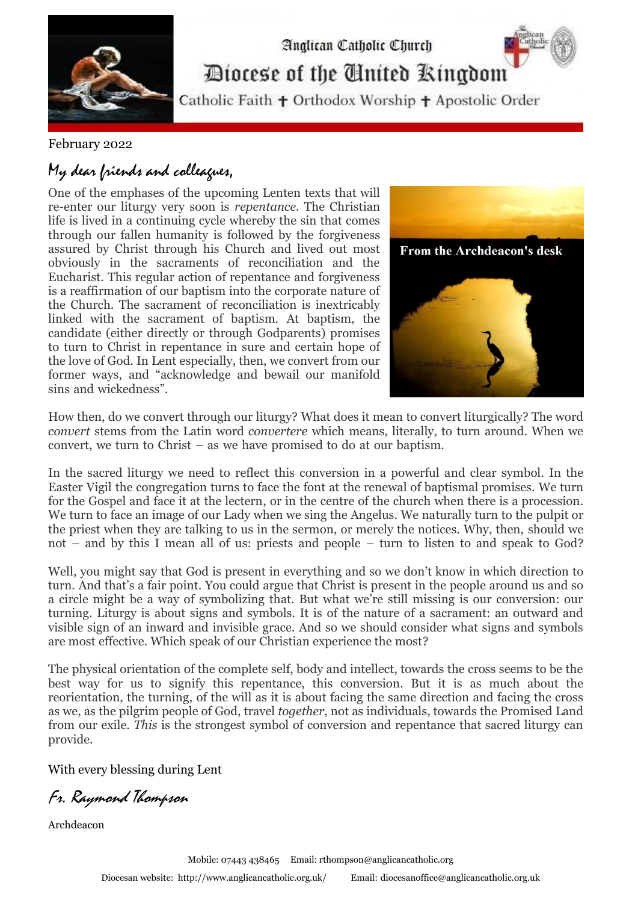# Anglican Catholic Church

## Diocese of the United Kingdom

Catholic Faith ✝ Orthodox Worship ✝ Apostolic Order

February 2022

*My dear friends and colleagues,*

From the Archdeacon's desk

One of the emphases of the upcoming Lenten texts that will re-enter our liturgy very soon is *repentance*. The Christian life is lived in a continuing cycle whereby the sin that comes through our fallen humanity is followed by the forgiveness assured by Christ through his Church and lived out most obviously in the sacraments of reconciliation and the Eucharist. This regular action of repentance and forgiveness is a reaffirmation of our baptism into the corporate nature of the Church. The sacrament of reconciliation is inextricably linked with the sacrament of baptism. At baptism, the candidate (either directly or through Godparents) promises to turn to Christ in repentance in sure and certain hope of the love of God. In Lent especially, then, we convert from our former ways, and "acknowledge and bewail our manifold sins and wickedness".

How then, do we convert through our liturgy? What does it mean to convert liturgically? The word *convert* stems from the Latin word *convertere* which means, literally, to turn around. When we convert, we turn to Christ – as we have promised to do at our baptism.

In the sacred liturgy we need to reflect this conversion in a powerful and clear symbol. In the Easter Vigil the congregation turns to face the font at the renewal of baptismal promises. We turn for the Gospel and face it at the lectern, or in the centre of the church when there is a procession. We turn to face an image of our Lady when we sing the Angelus. We naturally turn to the pulpit or the priest when they are talking to us in the sermon, or merely the notices. Why, then, should we not – and by this I mean all of us: priests and people – turn to listen to and speak to God?

Well, you might say that God is present in everything and so we don't know in which direction to turn. And that's a fair point. You could argue that Christ is present in the people around us and so a circle might be a way of symbolizing that. But what we're still missing is our conversion: our turning. Liturgy is about signs and symbols. It is of the nature of a sacrament: an outward and visible sign of an inward and invisible grace. And so we should consider what signs and symbols are most effective. Which speak of our Christian experience the most?

The physical orientation of the complete self, body and intellect, towards the cross seems to be the best way for us to signify this repentance, this conversion. But it is as much about the reorientation, the turning, of the will as it is about facing the same direction and facing the cross as we, as the pilgrim people of God, travel *together*, not as individuals, towards the Promised Land from our exile. *This* is the strongest symbol of conversion and repentance that sacred liturgy can provide.

With every blessing during Lent

*Fr. Raymond Thompson*

Archdeacon

Mobile: 07443 438465 Email: rthompson@anglicancatholic.org

Diocesan website: http://www.anglicancatholic.org.uk/ Email: diocesanoffice@anglicancatholic.org.uk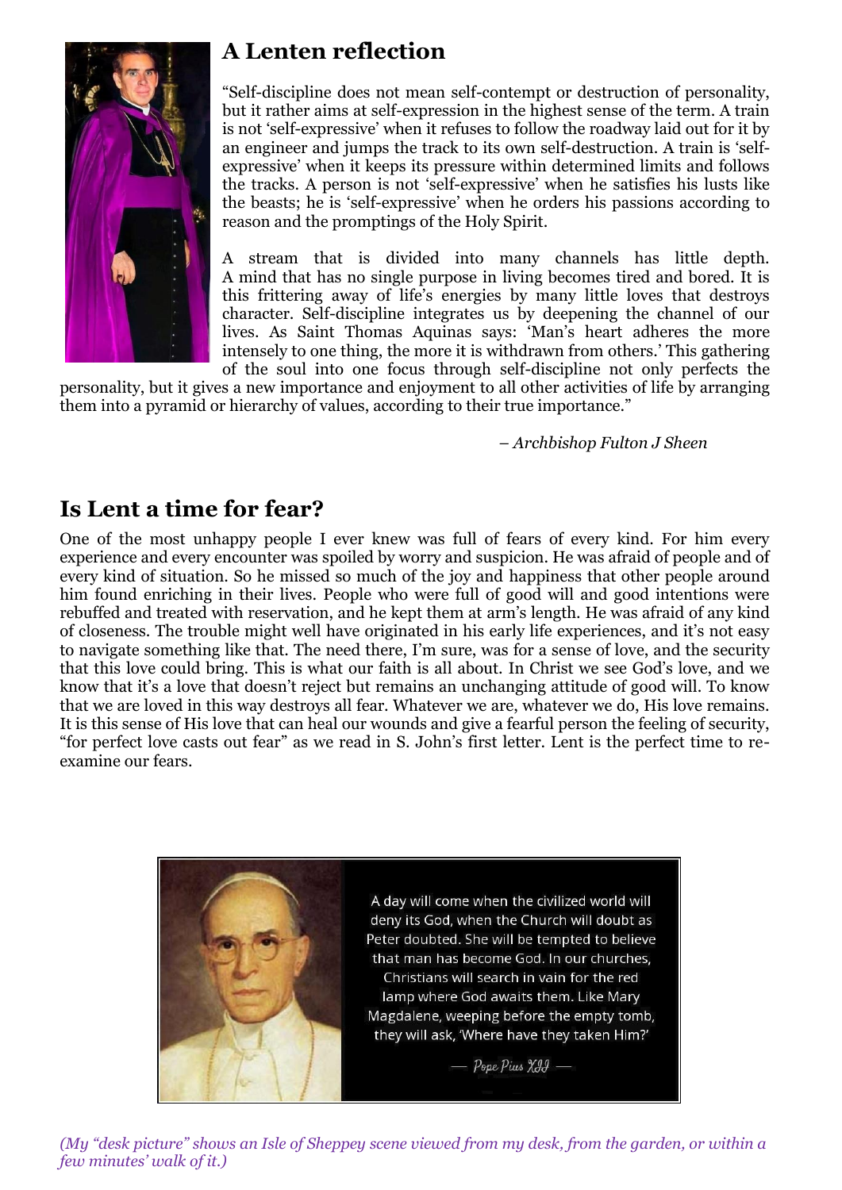## A Lenten reflection

"Self-discipline does not mean self-contempt or destruction of personality, but it rather aims at self-expression in the highest sense of the term. A train is not 'self-expressive' when it refuses to follow the roadway laid out for it by an engineer and jumps the track to its own self-destruction. A train is 'self-expressive' when it keeps its pressure within determined limits and follows the tracks. A person is not 'self-expressive' when he satisfies his lusts like the beasts; he is 'self-expressive' when he orders his passions according to reason and the promptings of the Holy Spirit.

A stream that is divided into many channels has little depth. A mind that has no single purpose in living becomes tired and bored. It is this frittering away of life's energies by many little loves that destroys character. Self-discipline integrates us by deepening the channel of our lives. As Saint Thomas Aquinas says: 'Man's heart adheres the more intensely to one thing, the more it is withdrawn from others.' This gathering of the soul into one focus through self-discipline not only perfects the personality, but it gives a new importance and enjoyment to all other activities of life by arranging them into a pyramid or hierarchy of values, according to their true importance."

*– Archbishop Fulton J Sheen*

## Is Lent a time for fear?

One of the most unhappy people I ever knew was full of fears of every kind. For him every experience and every encounter was spoiled by worry and suspicion. He was afraid of people and of every kind of situation. So he missed so much of the joy and happiness that other people around him found enriching in their lives. People who were full of good will and good intentions were rebuffed and treated with reservation, and he kept them at arm's length. He was afraid of any kind of closeness. The trouble might well have originated in his early life experiences, and it's not easy to navigate something like that. The need there, I'm sure, was for a sense of love, and the security that this love could bring. This is what our faith is all about. In Christ we see God's love, and we know that it's a love that doesn't reject but remains an unchanging attitude of good will. To know that we are loved in this way destroys all fear. Whatever we are, whatever we do, His love remains. It is this sense of His love that can heal our wounds and give a fearful person the feeling of security, "for perfect love casts out fear" as we read in S. John's first letter. Lent is the perfect time to re-examine our fears.

A day will come when the civilized world will deny its God, when the Church will doubt as Peter doubted. She will be tempted to believe that man has become God. In our churches, Christians will search in vain for the red lamp where God awaits them. Like Mary Magdalene, weeping before the empty tomb, they will ask, 'Where have they taken Him?'

— Pope Pius XII —

*(My "desk picture" shows an Isle of Sheppey scene viewed from my desk, from the garden, or within a few minutes' walk of it.)*